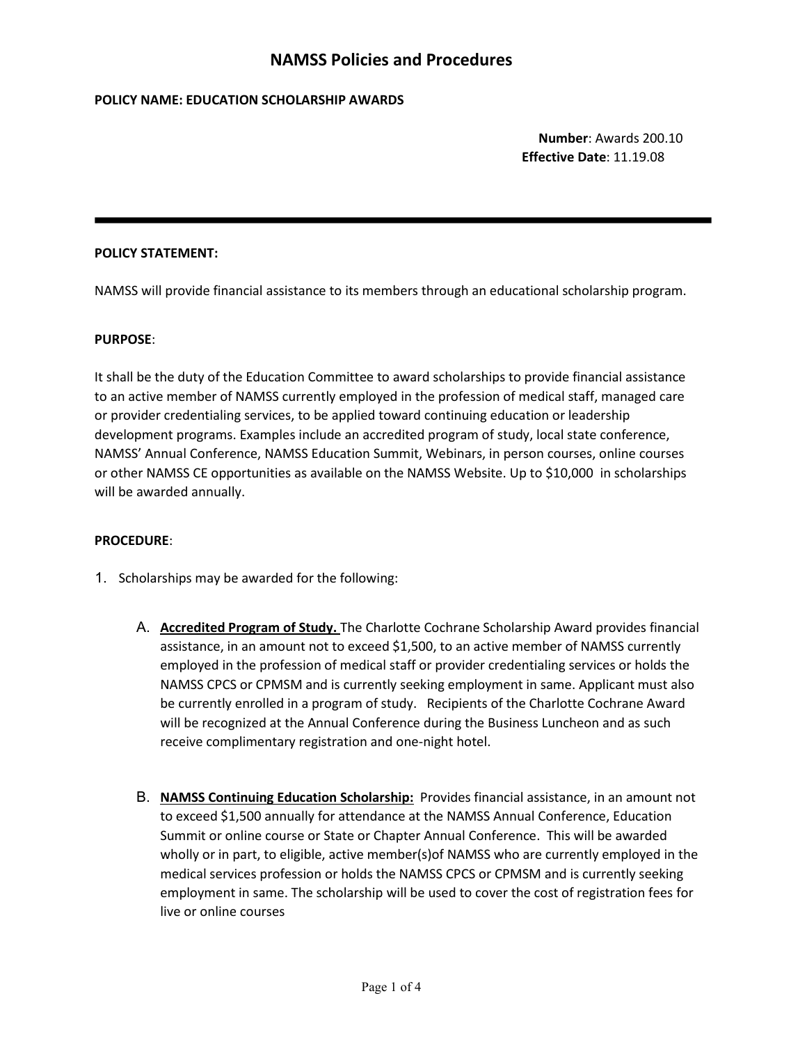# NAMSS Policies and Procedures

**POLICY NAME: EDUCATION SCHOLARSHIP AWARDS**

**Number**: Awards 200.10
**Effective Date**: 11.19.08

---

**POLICY STATEMENT:**

NAMSS will provide financial assistance to its members through an educational scholarship program.

**PURPOSE**:

It shall be the duty of the Education Committee to award scholarships to provide financial assistance to an active member of NAMSS currently employed in the profession of medical staff, managed care or provider credentialing services, to be applied toward continuing education or leadership development programs. Examples include an accredited program of study, local state conference, NAMSS' Annual Conference, NAMSS Education Summit, Webinars, in person courses, online courses or other NAMSS CE opportunities as available on the NAMSS Website. Up to $10,000 in scholarships will be awarded annually.

**PROCEDURE**:

1. Scholarships may be awarded for the following:

   A. **Accredited Program of Study.** The Charlotte Cochrane Scholarship Award provides financial assistance, in an amount not to exceed $1,500, to an active member of NAMSS currently employed in the profession of medical staff or provider credentialing services or holds the NAMSS CPCS or CPMSM and is currently seeking employment in same. Applicant must also be currently enrolled in a program of study. Recipients of the Charlotte Cochrane Award will be recognized at the Annual Conference during the Business Luncheon and as such receive complimentary registration and one-night hotel.

   B. **NAMSS Continuing Education Scholarship:** Provides financial assistance, in an amount not to exceed $1,500 annually for attendance at the NAMSS Annual Conference, Education Summit or online course or State or Chapter Annual Conference. This will be awarded wholly or in part, to eligible, active member(s)of NAMSS who are currently employed in the medical services profession or holds the NAMSS CPCS or CPMSM and is currently seeking employment in same. The scholarship will be used to cover the cost of registration fees for live or online courses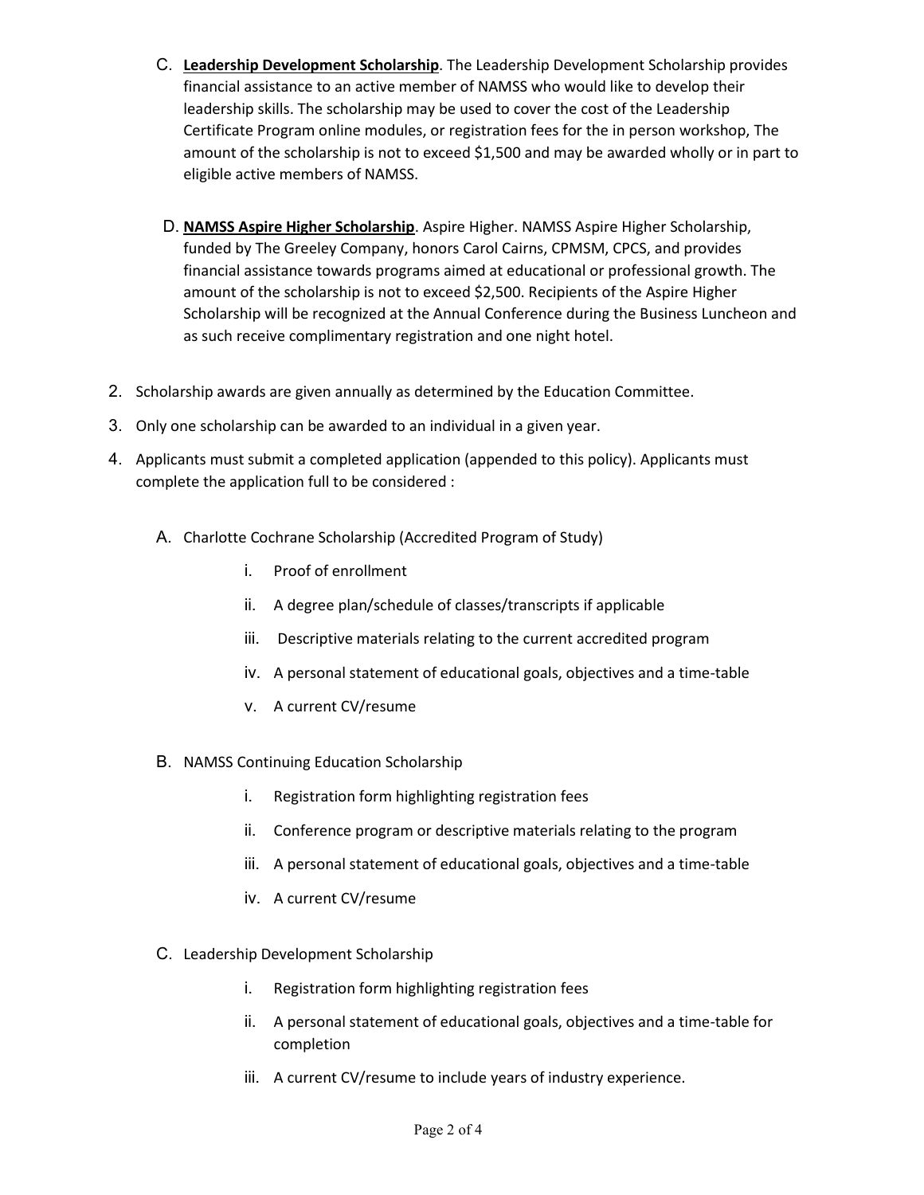C. **Leadership Development Scholarship**. The Leadership Development Scholarship provides financial assistance to an active member of NAMSS who would like to develop their leadership skills. The scholarship may be used to cover the cost of the Leadership Certificate Program online modules, or registration fees for the in person workshop, The amount of the scholarship is not to exceed $1,500 and may be awarded wholly or in part to eligible active members of NAMSS.

D. **NAMSS Aspire Higher Scholarship**. Aspire Higher. NAMSS Aspire Higher Scholarship, funded by The Greeley Company, honors Carol Cairns, CPMSM, CPCS, and provides financial assistance towards programs aimed at educational or professional growth. The amount of the scholarship is not to exceed $2,500. Recipients of the Aspire Higher Scholarship will be recognized at the Annual Conference during the Business Luncheon and as such receive complimentary registration and one night hotel.

2. Scholarship awards are given annually as determined by the Education Committee.
3. Only one scholarship can be awarded to an individual in a given year.
4. Applicants must submit a completed application (appended to this policy). Applicants must complete the application full to be considered :

   A. Charlotte Cochrane Scholarship (Accredited Program of Study)

      i. Proof of enrollment
      ii. A degree plan/schedule of classes/transcripts if applicable
      iii. Descriptive materials relating to the current accredited program
      iv. A personal statement of educational goals, objectives and a time-table
      v. A current CV/resume

   B. NAMSS Continuing Education Scholarship

      i. Registration form highlighting registration fees
      ii. Conference program or descriptive materials relating to the program
      iii. A personal statement of educational goals, objectives and a time-table
      iv. A current CV/resume

   C. Leadership Development Scholarship

      i. Registration form highlighting registration fees
      ii. A personal statement of educational goals, objectives and a time-table for completion
      iii. A current CV/resume to include years of industry experience.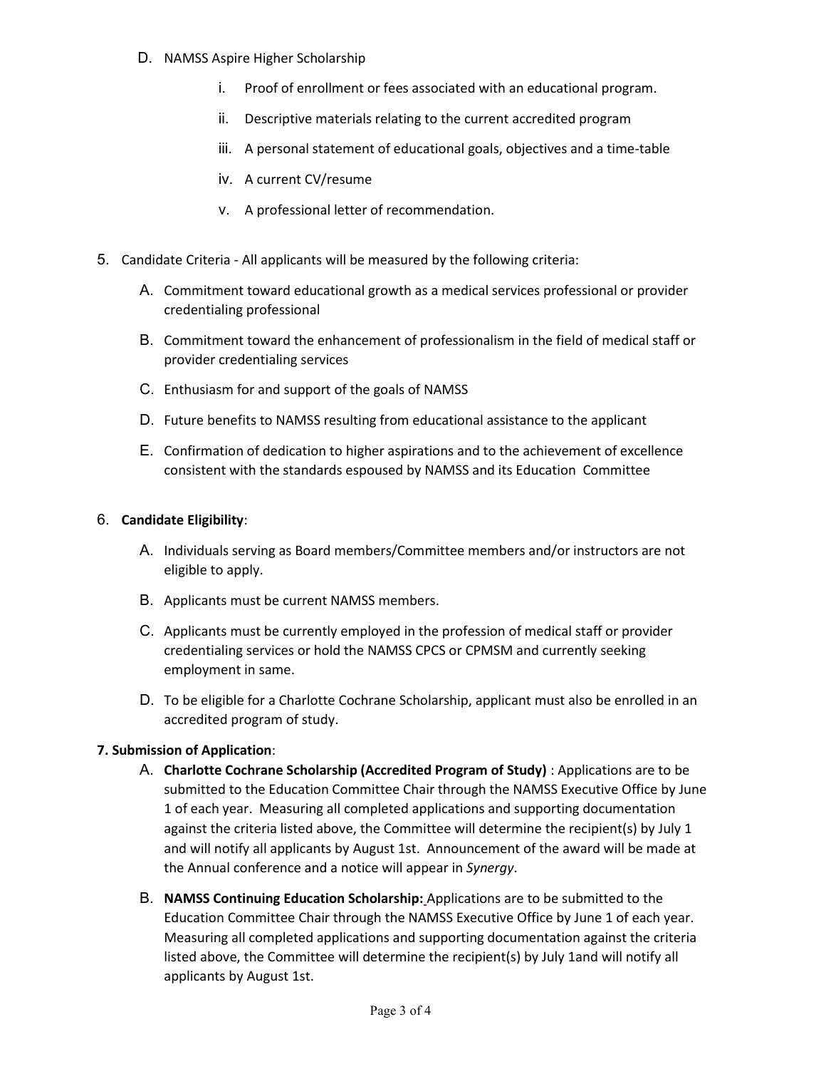D. NAMSS Aspire Higher Scholarship

   i. Proof of enrollment or fees associated with an educational program.

   ii. Descriptive materials relating to the current accredited program

   iii. A personal statement of educational goals, objectives and a time-table

   iv. A current CV/resume

   v. A professional letter of recommendation.

5. Candidate Criteria - All applicants will be measured by the following criteria:

   A. Commitment toward educational growth as a medical services professional or provider credentialing professional

   B. Commitment toward the enhancement of professionalism in the field of medical staff or provider credentialing services

   C. Enthusiasm for and support of the goals of NAMSS

   D. Future benefits to NAMSS resulting from educational assistance to the applicant

   E. Confirmation of dedication to higher aspirations and to the achievement of excellence consistent with the standards espoused by NAMSS and its Education Committee

6. **Candidate Eligibility**:

   A. Individuals serving as Board members/Committee members and/or instructors are not eligible to apply.

   B. Applicants must be current NAMSS members.

   C. Applicants must be currently employed in the profession of medical staff or provider credentialing services or hold the NAMSS CPCS or CPMSM and currently seeking employment in same.

   D. To be eligible for a Charlotte Cochrane Scholarship, applicant must also be enrolled in an accredited program of study.

**7. Submission of Application**:

   A. **Charlotte Cochrane Scholarship (Accredited Program of Study)** : Applications are to be submitted to the Education Committee Chair through the NAMSS Executive Office by June 1 of each year. Measuring all completed applications and supporting documentation against the criteria listed above, the Committee will determine the recipient(s) by July 1 and will notify all applicants by August 1st. Announcement of the award will be made at the Annual conference and a notice will appear in *Synergy*.

   B. **NAMSS Continuing Education Scholarship:** Applications are to be submitted to the Education Committee Chair through the NAMSS Executive Office by June 1 of each year. Measuring all completed applications and supporting documentation against the criteria listed above, the Committee will determine the recipient(s) by July 1and will notify all applicants by August 1st.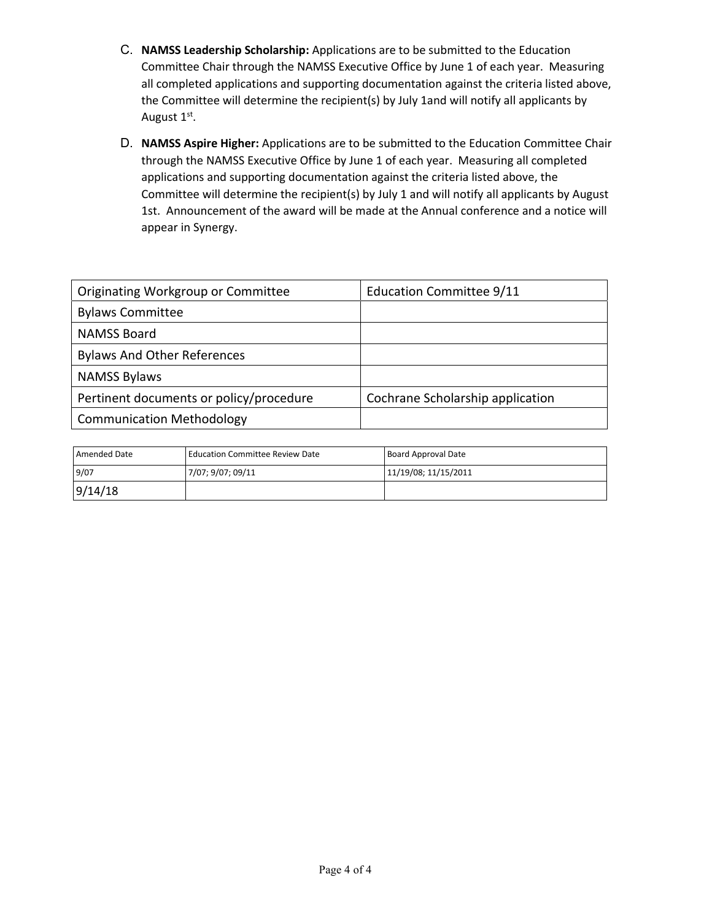C. **NAMSS Leadership Scholarship:** Applications are to be submitted to the Education Committee Chair through the NAMSS Executive Office by June 1 of each year. Measuring all completed applications and supporting documentation against the criteria listed above, the Committee will determine the recipient(s) by July 1and will notify all applicants by August 1st.

D. **NAMSS Aspire Higher:** Applications are to be submitted to the Education Committee Chair through the NAMSS Executive Office by June 1 of each year. Measuring all completed applications and supporting documentation against the criteria listed above, the Committee will determine the recipient(s) by July 1 and will notify all applicants by August 1st. Announcement of the award will be made at the Annual conference and a notice will appear in Synergy.

| | |
|---|---|
| Originating Workgroup or Committee | Education Committee 9/11 |
| Bylaws Committee | |
| NAMSS Board | |
| Bylaws And Other References | |
| NAMSS Bylaws | |
| Pertinent documents or policy/procedure | Cochrane Scholarship application |
| Communication Methodology | |

| Amended Date | Education Committee Review Date | Board Approval Date |
|---|---|---|
| 9/07 | 7/07; 9/07; 09/11 | 11/19/08; 11/15/2011 |
| 9/14/18 | | |